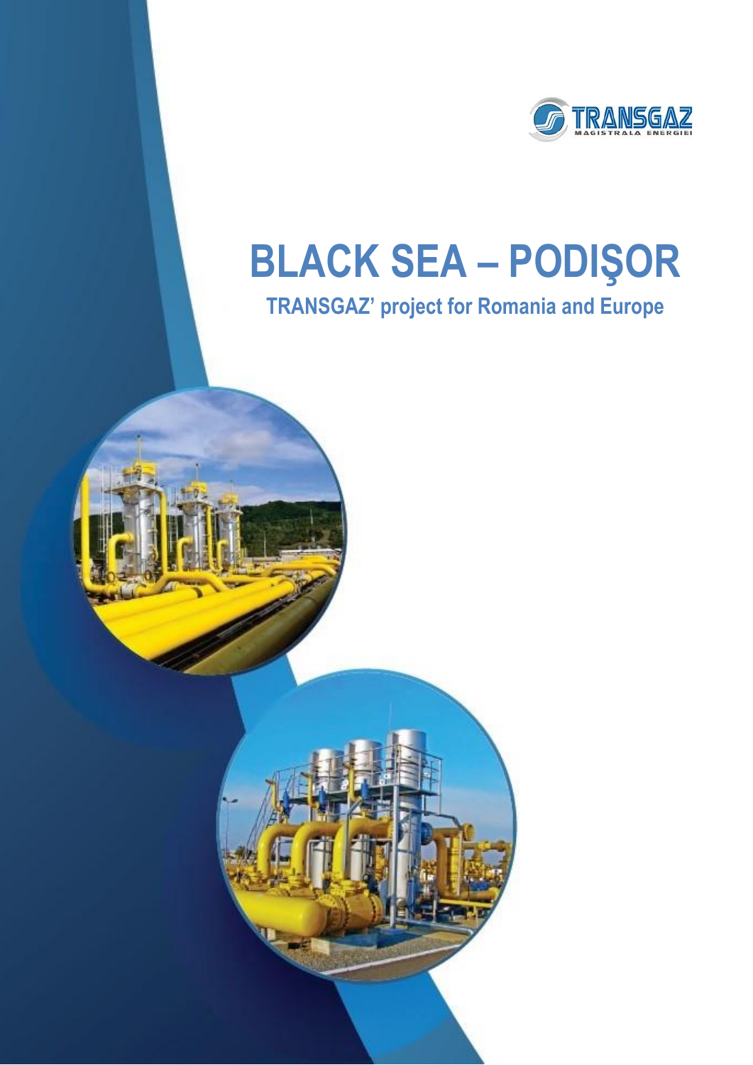TRANSGAZ
MAGISTRALA ENERGIEI

# BLACK SEA – PODIŞOR

## TRANSGAZ' project for Romania and Europe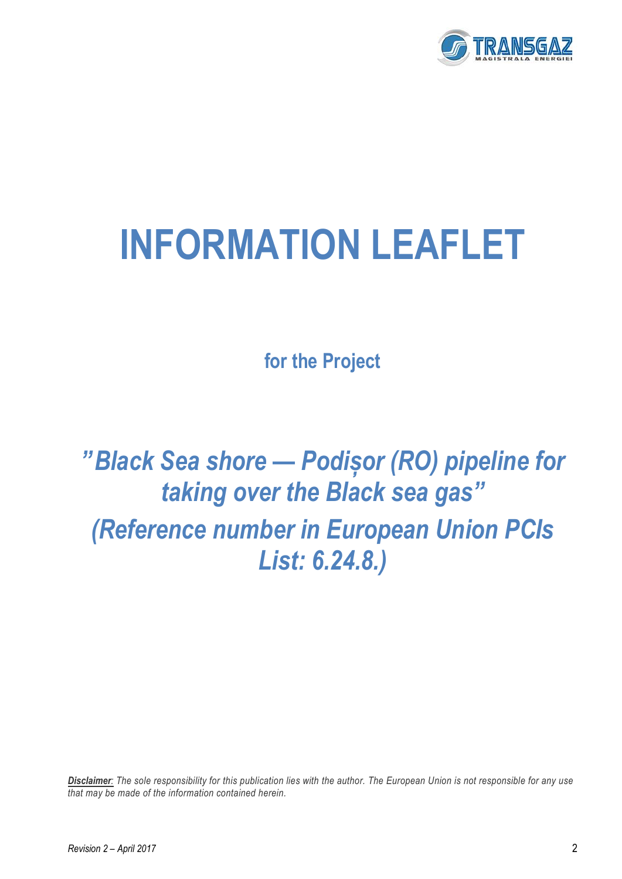# INFORMATION LEAFLET

**for the Project**

## *"Black Sea shore — Podișor (RO) pipeline for taking over the Black sea gas" (Reference number in European Union PCIs List: 6.24.8.)*

***Disclaimer***: *The sole responsibility for this publication lies with the author. The European Union is not responsible for any use that may be made of the information contained herein.*

*Revision 2 – April 2017*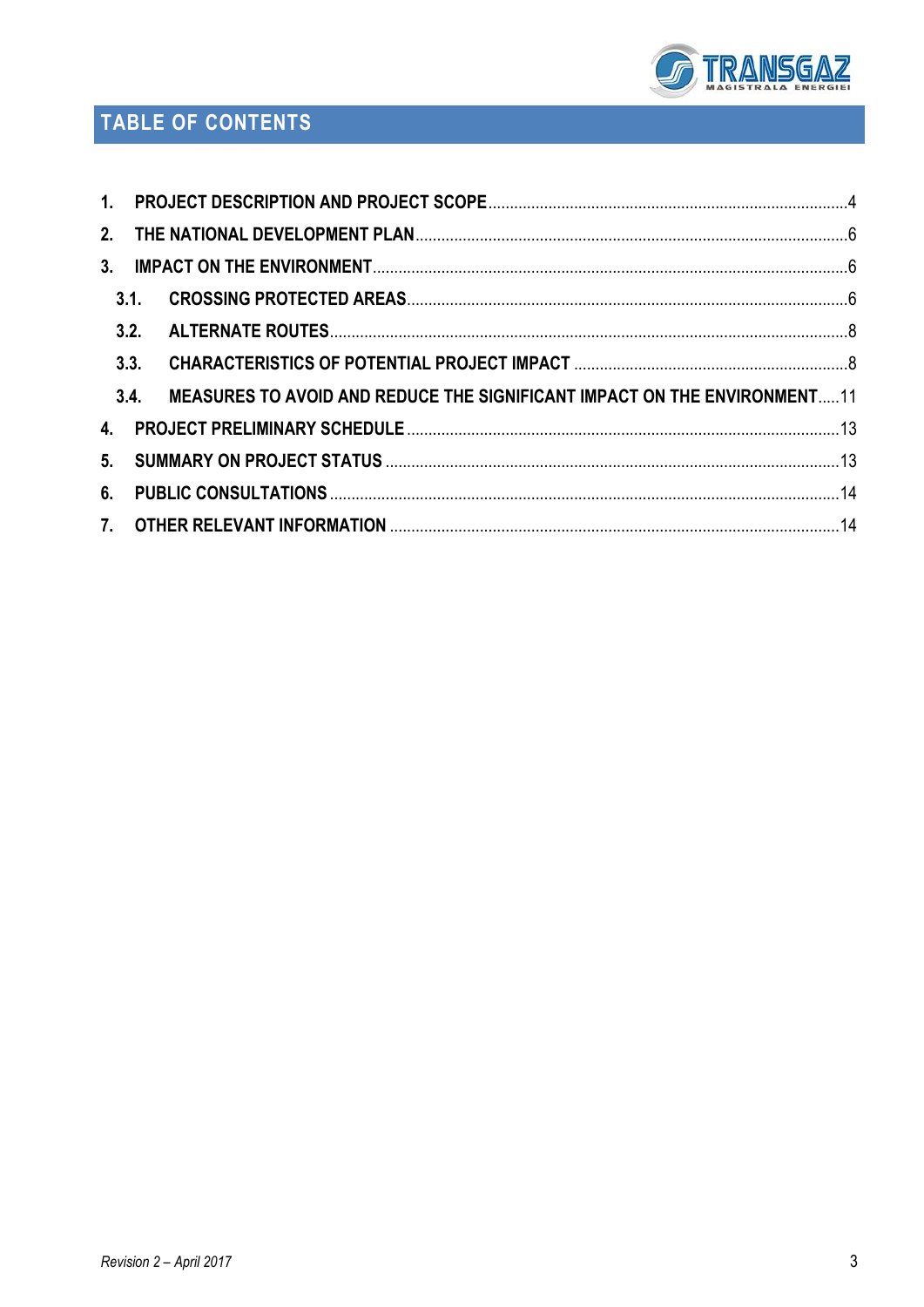# TABLE OF CONTENTS

1. PROJECT DESCRIPTION AND PROJECT SCOPE....................................................................................4
2. THE NATIONAL DEVELOPMENT PLAN....................................................................................6
3. IMPACT ON THE ENVIRONMENT....................................................................................6
   - 3.1. CROSSING PROTECTED AREAS....................................................................................6
   - 3.2. ALTERNATE ROUTES....................................................................................8
   - 3.3. CHARACTERISTICS OF POTENTIAL PROJECT IMPACT ....................................................................................8
   - 3.4. MEASURES TO AVOID AND REDUCE THE SIGNIFICANT IMPACT ON THE ENVIRONMENT.....11
4. PROJECT PRELIMINARY SCHEDULE ....................................................................................13
5. SUMMARY ON PROJECT STATUS ....................................................................................13
6. PUBLIC CONSULTATIONS ....................................................................................14
7. OTHER RELEVANT INFORMATION ....................................................................................14

*Revision 2 – April 2017*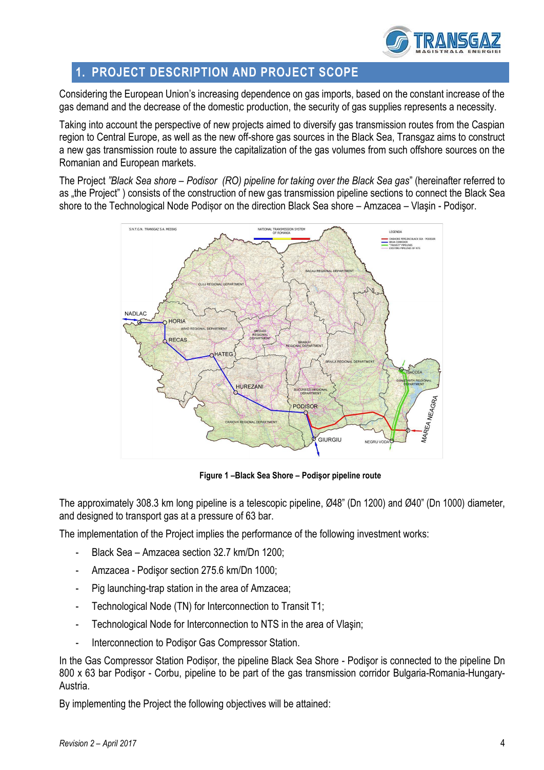## 1. PROJECT DESCRIPTION AND PROJECT SCOPE

Considering the European Union's increasing dependence on gas imports, based on the constant increase of the gas demand and the decrease of the domestic production, the security of gas supplies represents a necessity.

Taking into account the perspective of new projects aimed to diversify gas transmission routes from the Caspian region to Central Europe, as well as the new off-shore gas sources in the Black Sea, Transgaz aims to construct a new gas transmission route to assure the capitalization of the gas volumes from such offshore sources on the Romanian and European markets.

The Project *"Black Sea shore – Podisor (RO) pipeline for taking over the Black Sea gas"* (hereinafter referred to as „the Project" ) consists of the construction of new gas transmission pipeline sections to connect the Black Sea shore to the Technological Node Podișor on the direction Black Sea shore – Amzacea – Vlaşin - Podişor.

**Figure 1 –Black Sea Shore – Podişor pipeline route**

The approximately 308.3 km long pipeline is a telescopic pipeline, Ø48" (Dn 1200) and Ø40" (Dn 1000) diameter, and designed to transport gas at a pressure of 63 bar.

The implementation of the Project implies the performance of the following investment works:

- Black Sea – Amzacea section 32.7 km/Dn 1200;
- Amzacea - Podişor section 275.6 km/Dn 1000;
- Pig launching-trap station in the area of Amzacea;
- Technological Node (TN) for Interconnection to Transit T1;
- Technological Node for Interconnection to NTS in the area of Vlaşin;
- Interconnection to Podişor Gas Compressor Station.

In the Gas Compressor Station Podișor, the pipeline Black Sea Shore - Podişor is connected to the pipeline Dn 800 x 63 bar Podişor - Corbu, pipeline to be part of the gas transmission corridor Bulgaria-Romania-Hungary-Austria.

By implementing the Project the following objectives will be attained: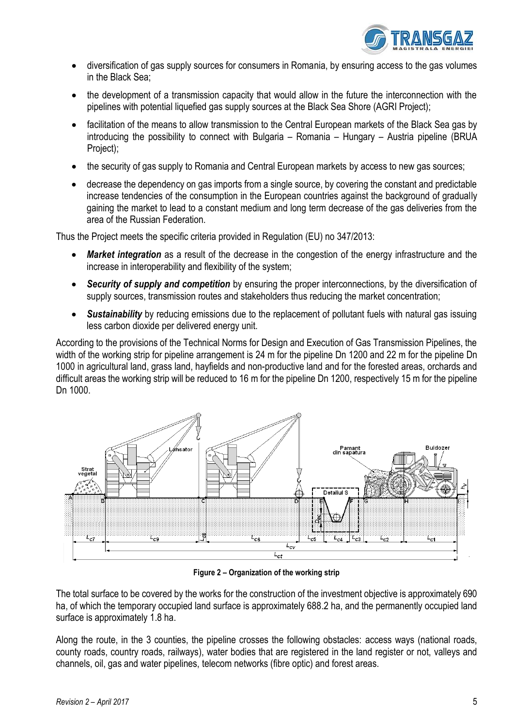- diversification of gas supply sources for consumers in Romania, by ensuring access to the gas volumes in the Black Sea;
- the development of a transmission capacity that would allow in the future the interconnection with the pipelines with potential liquefied gas supply sources at the Black Sea Shore (AGRI Project);
- facilitation of the means to allow transmission to the Central European markets of the Black Sea gas by introducing the possibility to connect with Bulgaria – Romania – Hungary – Austria pipeline (BRUA Project);
- the security of gas supply to Romania and Central European markets by access to new gas sources;
- decrease the dependency on gas imports from a single source, by covering the constant and predictable increase tendencies of the consumption in the European countries against the background of gradually gaining the market to lead to a constant medium and long term decrease of the gas deliveries from the area of the Russian Federation.

Thus the Project meets the specific criteria provided in Regulation (EU) no 347/2013:

- ***Market integration*** as a result of the decrease in the congestion of the energy infrastructure and the increase in interoperability and flexibility of the system;
- ***Security of supply and competition*** by ensuring the proper interconnections, by the diversification of supply sources, transmission routes and stakeholders thus reducing the market concentration;
- ***Sustainability*** by reducing emissions due to the replacement of pollutant fuels with natural gas issuing less carbon dioxide per delivered energy unit.

According to the provisions of the Technical Norms for Design and Execution of Gas Transmission Pipelines, the width of the working strip for pipeline arrangement is 24 m for the pipeline Dn 1200 and 22 m for the pipeline Dn 1000 in agricultural land, grass land, hayfields and non-productive land and for the forested areas, orchards and difficult areas the working strip will be reduced to 16 m for the pipeline Dn 1200, respectively 15 m for the pipeline Dn 1000.

**Figure 2 – Organization of the working strip**

The total surface to be covered by the works for the construction of the investment objective is approximately 690 ha, of which the temporary occupied land surface is approximately 688.2 ha, and the permanently occupied land surface is approximately 1.8 ha.

Along the route, in the 3 counties, the pipeline crosses the following obstacles: access ways (national roads, county roads, country roads, railways), water bodies that are registered in the land register or not, valleys and channels, oil, gas and water pipelines, telecom networks (fibre optic) and forest areas.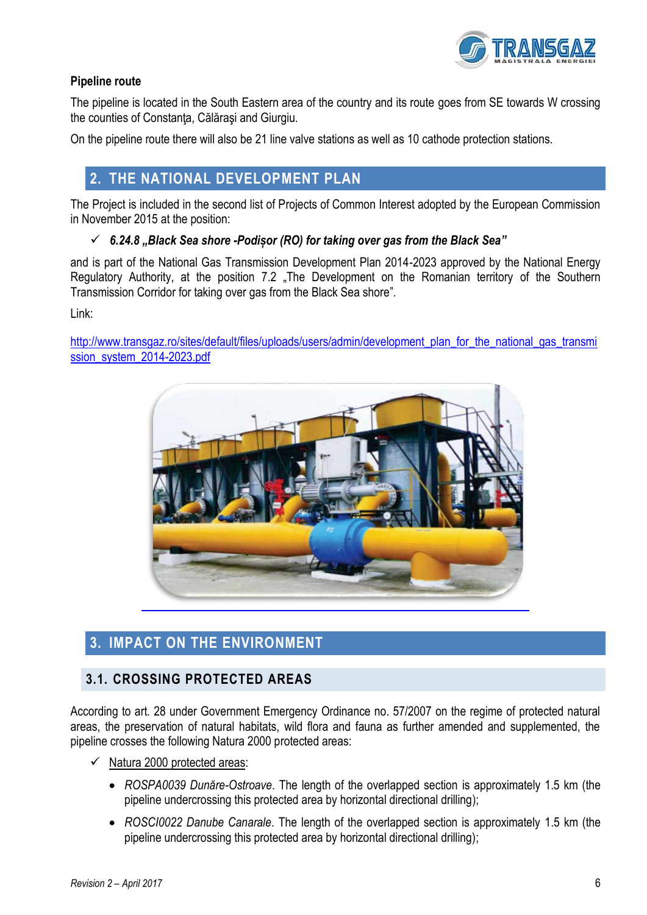**Pipeline route**

The pipeline is located in the South Eastern area of the country and its route goes from SE towards W crossing the counties of Constanţa, Călăraşi and Giurgiu.

On the pipeline route there will also be 21 line valve stations as well as 10 cathode protection stations.

## 2. THE NATIONAL DEVELOPMENT PLAN

The Project is included in the second list of Projects of Common Interest adopted by the European Commission in November 2015 at the position:

- ✓ ***6.24.8 „Black Sea shore -Podișor (RO) for taking over gas from the Black Sea"***

and is part of the National Gas Transmission Development Plan 2014-2023 approved by the National Energy Regulatory Authority, at the position 7.2 „The Development on the Romanian territory of the Southern Transmission Corridor for taking over gas from the Black Sea shore".

Link:

http://www.transgaz.ro/sites/default/files/uploads/users/admin/development_plan_for_the_national_gas_transmission_system_2014-2023.pdf

## 3. IMPACT ON THE ENVIRONMENT

### 3.1. CROSSING PROTECTED AREAS

According to art. 28 under Government Emergency Ordinance no. 57/2007 on the regime of protected natural areas, the preservation of natural habitats, wild flora and fauna as further amended and supplemented, the pipeline crosses the following Natura 2000 protected areas:

- ✓ Natura 2000 protected areas:
  - *ROSPA0039 Dunăre-Ostroave*. The length of the overlapped section is approximately 1.5 km (the pipeline undercrossing this protected area by horizontal directional drilling);
  - *ROSCI0022 Danube Canarale*. The length of the overlapped section is approximately 1.5 km (the pipeline undercrossing this protected area by horizontal directional drilling);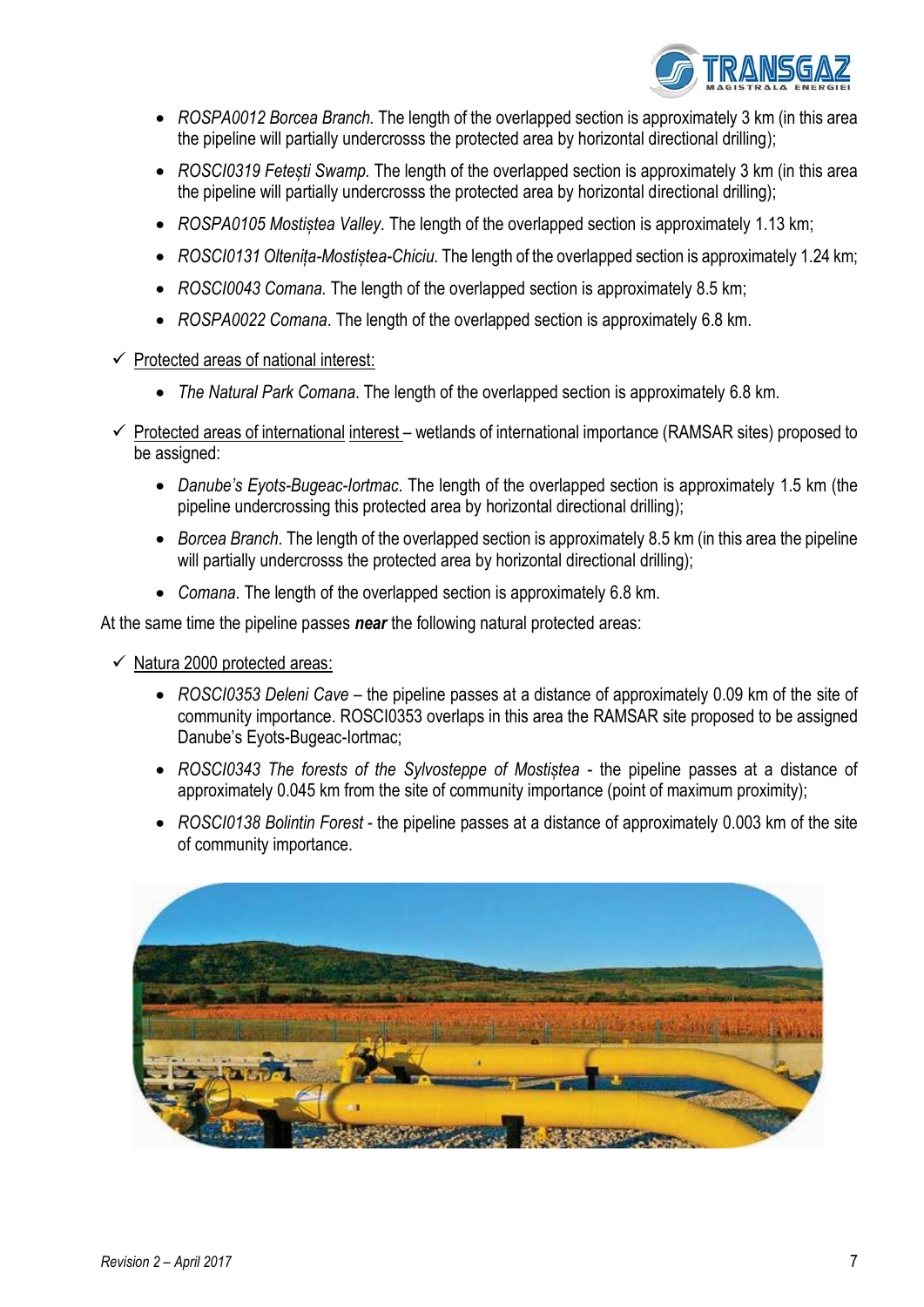- *ROSPA0012 Borcea Branch.* The length of the overlapped section is approximately 3 km (in this area the pipeline will partially undercrosss the protected area by horizontal directional drilling);
- *ROSCI0319 Fetești Swamp.* The length of the overlapped section is approximately 3 km (in this area the pipeline will partially undercrosss the protected area by horizontal directional drilling);
- *ROSPA0105 Mostiștea Valley.* The length of the overlapped section is approximately 1.13 km;
- *ROSCI0131 Oltenița-Mostiștea-Chiciu.* The length of the overlapped section is approximately 1.24 km;
- *ROSCI0043 Comana.* The length of the overlapped section is approximately 8.5 km;
- *ROSPA0022 Comana*. The length of the overlapped section is approximately 6.8 km.

✓ Protected areas of national interest:

- *The Natural Park Comana*. The length of the overlapped section is approximately 6.8 km.

✓ Protected areas of international interest – wetlands of international importance (RAMSAR sites) proposed to be assigned:

- *Danube's Eyots-Bugeac-Iortmac*. The length of the overlapped section is approximately 1.5 km (the pipeline undercrossing this protected area by horizontal directional drilling);
- *Borcea Branch.* The length of the overlapped section is approximately 8.5 km (in this area the pipeline will partially undercrosss the protected area by horizontal directional drilling);
- *Comana*. The length of the overlapped section is approximately 6.8 km.

At the same time the pipeline passes ***near*** the following natural protected areas:

✓ Natura 2000 protected areas:

- *ROSCI0353 Deleni Cave* – the pipeline passes at a distance of approximately 0.09 km of the site of community importance. ROSCI0353 overlaps in this area the RAMSAR site proposed to be assigned Danube's Eyots-Bugeac-Iortmac;
- *ROSCI0343 The forests of the Sylvosteppe of Mostiștea* - the pipeline passes at a distance of approximately 0.045 km from the site of community importance (point of maximum proximity);
- *ROSCI0138 Bolintin Forest* - the pipeline passes at a distance of approximately 0.003 km of the site of community importance.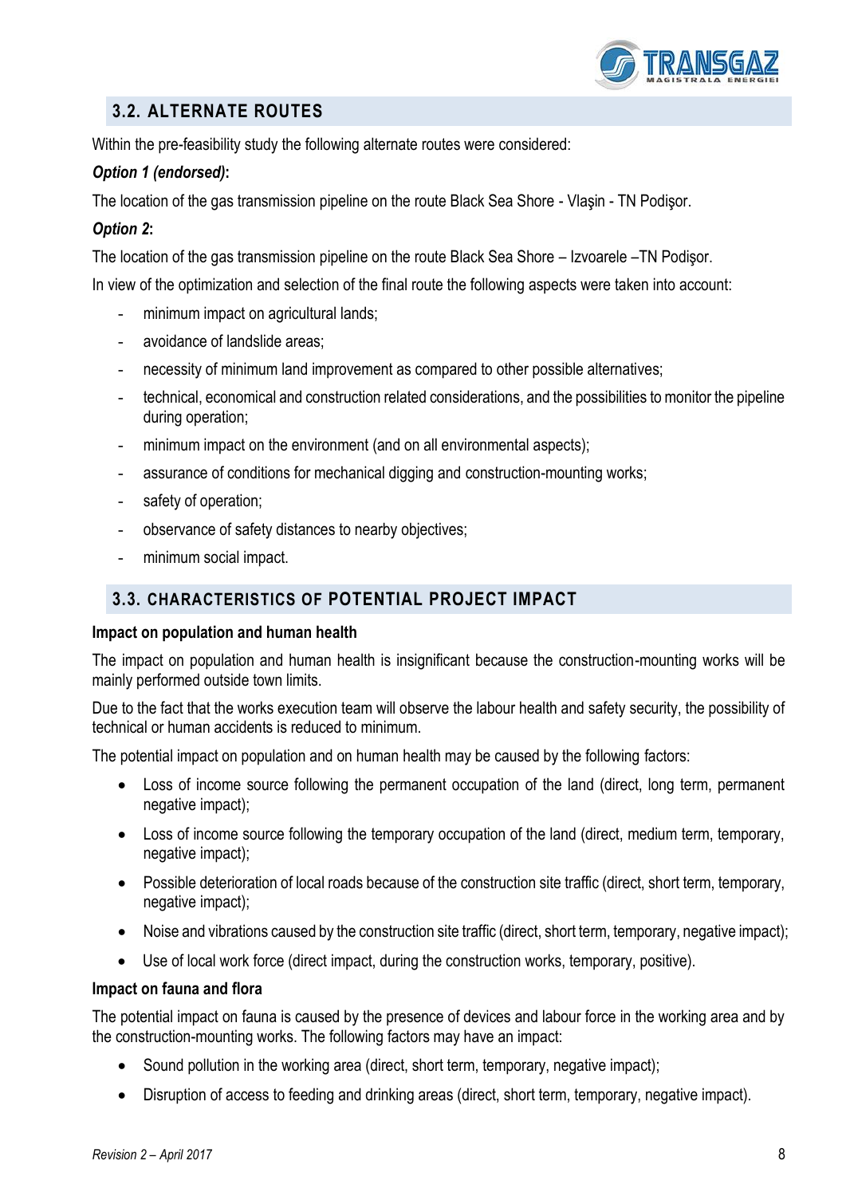## 3.2. ALTERNATE ROUTES

Within the pre-feasibility study the following alternate routes were considered:

***Option 1 (endorsed)*:**

The location of the gas transmission pipeline on the route Black Sea Shore - Vlaşin - TN Podişor.

***Option 2*:**

The location of the gas transmission pipeline on the route Black Sea Shore – Izvoarele –TN Podişor.

In view of the optimization and selection of the final route the following aspects were taken into account:

- minimum impact on agricultural lands;
- avoidance of landslide areas;
- necessity of minimum land improvement as compared to other possible alternatives;
- technical, economical and construction related considerations, and the possibilities to monitor the pipeline during operation;
- minimum impact on the environment (and on all environmental aspects);
- assurance of conditions for mechanical digging and construction-mounting works;
- safety of operation;
- observance of safety distances to nearby objectives;
- minimum social impact.

## 3.3. CHARACTERISTICS OF POTENTIAL PROJECT IMPACT

**Impact on population and human health**

The impact on population and human health is insignificant because the construction-mounting works will be mainly performed outside town limits.

Due to the fact that the works execution team will observe the labour health and safety security, the possibility of technical or human accidents is reduced to minimum.

The potential impact on population and on human health may be caused by the following factors:

- Loss of income source following the permanent occupation of the land (direct, long term, permanent negative impact);
- Loss of income source following the temporary occupation of the land (direct, medium term, temporary, negative impact);
- Possible deterioration of local roads because of the construction site traffic (direct, short term, temporary, negative impact);
- Noise and vibrations caused by the construction site traffic (direct, short term, temporary, negative impact);
- Use of local work force (direct impact, during the construction works, temporary, positive).

**Impact on fauna and flora**

The potential impact on fauna is caused by the presence of devices and labour force in the working area and by the construction-mounting works. The following factors may have an impact:

- Sound pollution in the working area (direct, short term, temporary, negative impact);
- Disruption of access to feeding and drinking areas (direct, short term, temporary, negative impact).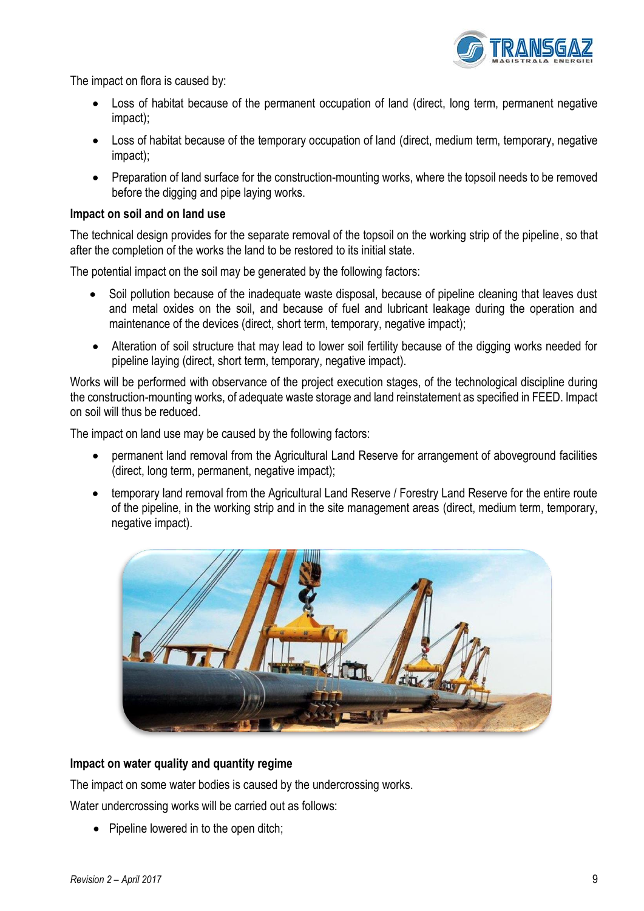The impact on flora is caused by:

- Loss of habitat because of the permanent occupation of land (direct, long term, permanent negative impact);
- Loss of habitat because of the temporary occupation of land (direct, medium term, temporary, negative impact);
- Preparation of land surface for the construction-mounting works, where the topsoil needs to be removed before the digging and pipe laying works.

**Impact on soil and on land use**

The technical design provides for the separate removal of the topsoil on the working strip of the pipeline, so that after the completion of the works the land to be restored to its initial state.

The potential impact on the soil may be generated by the following factors:

- Soil pollution because of the inadequate waste disposal, because of pipeline cleaning that leaves dust and metal oxides on the soil, and because of fuel and lubricant leakage during the operation and maintenance of the devices (direct, short term, temporary, negative impact);
- Alteration of soil structure that may lead to lower soil fertility because of the digging works needed for pipeline laying (direct, short term, temporary, negative impact).

Works will be performed with observance of the project execution stages, of the technological discipline during the construction-mounting works, of adequate waste storage and land reinstatement as specified in FEED. Impact on soil will thus be reduced.

The impact on land use may be caused by the following factors:

- permanent land removal from the Agricultural Land Reserve for arrangement of aboveground facilities (direct, long term, permanent, negative impact);
- temporary land removal from the Agricultural Land Reserve / Forestry Land Reserve for the entire route of the pipeline, in the working strip and in the site management areas (direct, medium term, temporary, negative impact).

**Impact on water quality and quantity regime**

The impact on some water bodies is caused by the undercrossing works.

Water undercrossing works will be carried out as follows:

- Pipeline lowered in to the open ditch;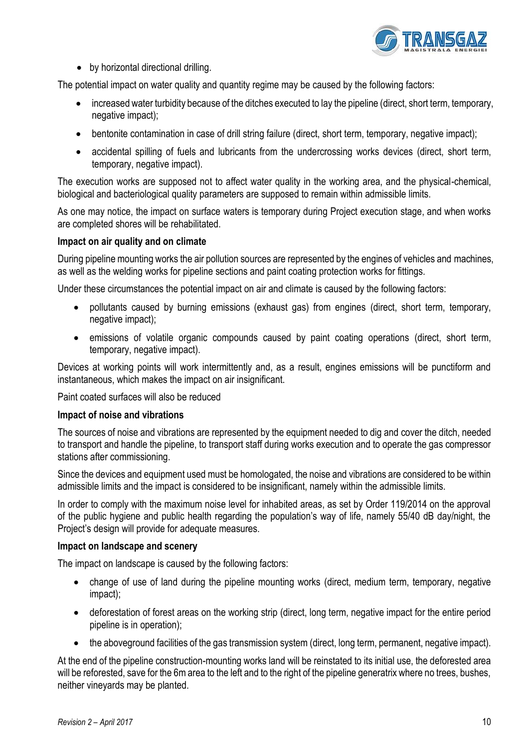- by horizontal directional drilling.

The potential impact on water quality and quantity regime may be caused by the following factors:

- increased water turbidity because of the ditches executed to lay the pipeline (direct, short term, temporary, negative impact);
- bentonite contamination in case of drill string failure (direct, short term, temporary, negative impact);
- accidental spilling of fuels and lubricants from the undercrossing works devices (direct, short term, temporary, negative impact).

The execution works are supposed not to affect water quality in the working area, and the physical-chemical, biological and bacteriological quality parameters are supposed to remain within admissible limits.

As one may notice, the impact on surface waters is temporary during Project execution stage, and when works are completed shores will be rehabilitated.

**Impact on air quality and on climate**

During pipeline mounting works the air pollution sources are represented by the engines of vehicles and machines, as well as the welding works for pipeline sections and paint coating protection works for fittings.

Under these circumstances the potential impact on air and climate is caused by the following factors:

- pollutants caused by burning emissions (exhaust gas) from engines (direct, short term, temporary, negative impact);
- emissions of volatile organic compounds caused by paint coating operations (direct, short term, temporary, negative impact).

Devices at working points will work intermittently and, as a result, engines emissions will be punctiform and instantaneous, which makes the impact on air insignificant.

Paint coated surfaces will also be reduced

**Impact of noise and vibrations**

The sources of noise and vibrations are represented by the equipment needed to dig and cover the ditch, needed to transport and handle the pipeline, to transport staff during works execution and to operate the gas compressor stations after commissioning.

Since the devices and equipment used must be homologated, the noise and vibrations are considered to be within admissible limits and the impact is considered to be insignificant, namely within the admissible limits.

In order to comply with the maximum noise level for inhabited areas, as set by Order 119/2014 on the approval of the public hygiene and public health regarding the population's way of life, namely 55/40 dB day/night, the Project's design will provide for adequate measures.

**Impact on landscape and scenery**

The impact on landscape is caused by the following factors:

- change of use of land during the pipeline mounting works (direct, medium term, temporary, negative impact);
- deforestation of forest areas on the working strip (direct, long term, negative impact for the entire period pipeline is in operation);
- the aboveground facilities of the gas transmission system (direct, long term, permanent, negative impact).

At the end of the pipeline construction-mounting works land will be reinstated to its initial use, the deforested area will be reforested, save for the 6m area to the left and to the right of the pipeline generatrix where no trees, bushes, neither vineyards may be planted.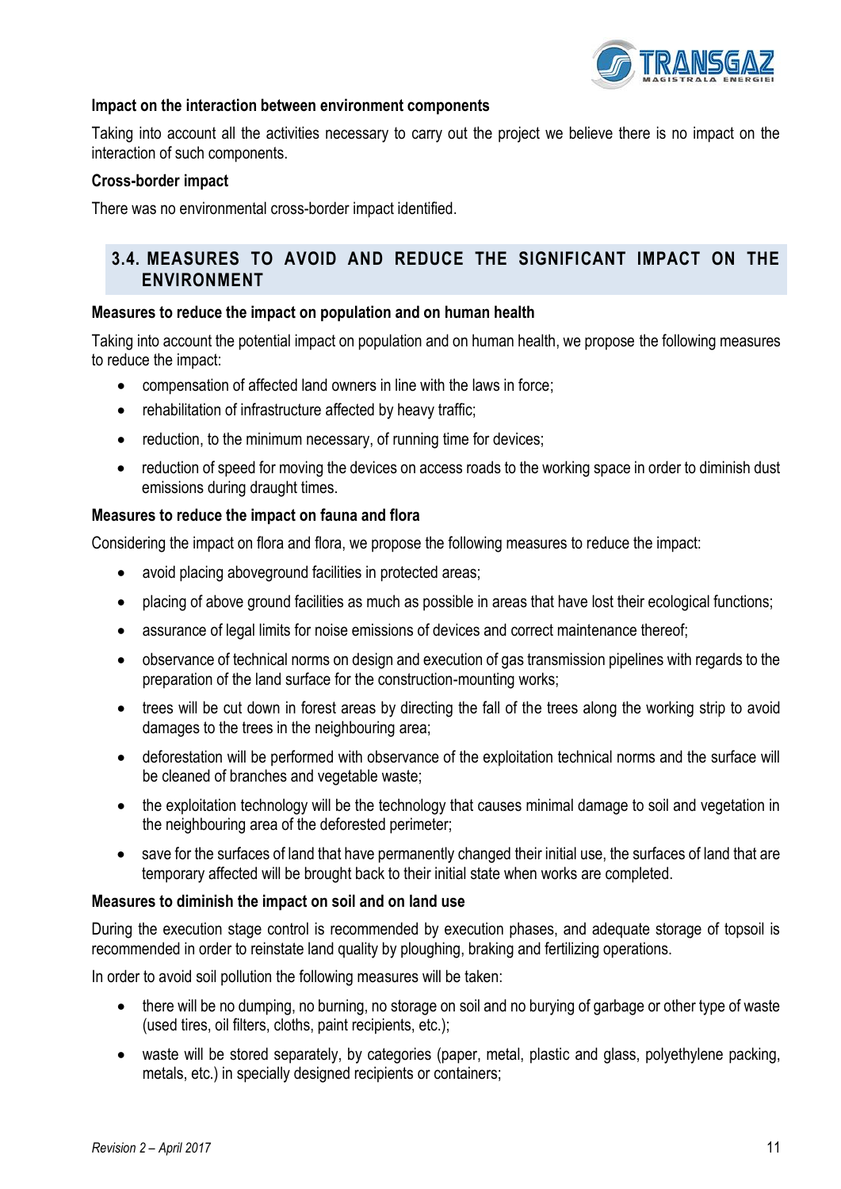**Impact on the interaction between environment components**

Taking into account all the activities necessary to carry out the project we believe there is no impact on the interaction of such components.

**Cross-border impact**

There was no environmental cross-border impact identified.

## 3.4. MEASURES TO AVOID AND REDUCE THE SIGNIFICANT IMPACT ON THE ENVIRONMENT

**Measures to reduce the impact on population and on human health**

Taking into account the potential impact on population and on human health, we propose the following measures to reduce the impact:

- compensation of affected land owners in line with the laws in force;
- rehabilitation of infrastructure affected by heavy traffic;
- reduction, to the minimum necessary, of running time for devices;
- reduction of speed for moving the devices on access roads to the working space in order to diminish dust emissions during draught times.

**Measures to reduce the impact on fauna and flora**

Considering the impact on flora and flora, we propose the following measures to reduce the impact:

- avoid placing aboveground facilities in protected areas;
- placing of above ground facilities as much as possible in areas that have lost their ecological functions;
- assurance of legal limits for noise emissions of devices and correct maintenance thereof;
- observance of technical norms on design and execution of gas transmission pipelines with regards to the preparation of the land surface for the construction-mounting works;
- trees will be cut down in forest areas by directing the fall of the trees along the working strip to avoid damages to the trees in the neighbouring area;
- deforestation will be performed with observance of the exploitation technical norms and the surface will be cleaned of branches and vegetable waste;
- the exploitation technology will be the technology that causes minimal damage to soil and vegetation in the neighbouring area of the deforested perimeter;
- save for the surfaces of land that have permanently changed their initial use, the surfaces of land that are temporary affected will be brought back to their initial state when works are completed.

**Measures to diminish the impact on soil and on land use**

During the execution stage control is recommended by execution phases, and adequate storage of topsoil is recommended in order to reinstate land quality by ploughing, braking and fertilizing operations.

In order to avoid soil pollution the following measures will be taken:

- there will be no dumping, no burning, no storage on soil and no burying of garbage or other type of waste (used tires, oil filters, cloths, paint recipients, etc.);
- waste will be stored separately, by categories (paper, metal, plastic and glass, polyethylene packing, metals, etc.) in specially designed recipients or containers;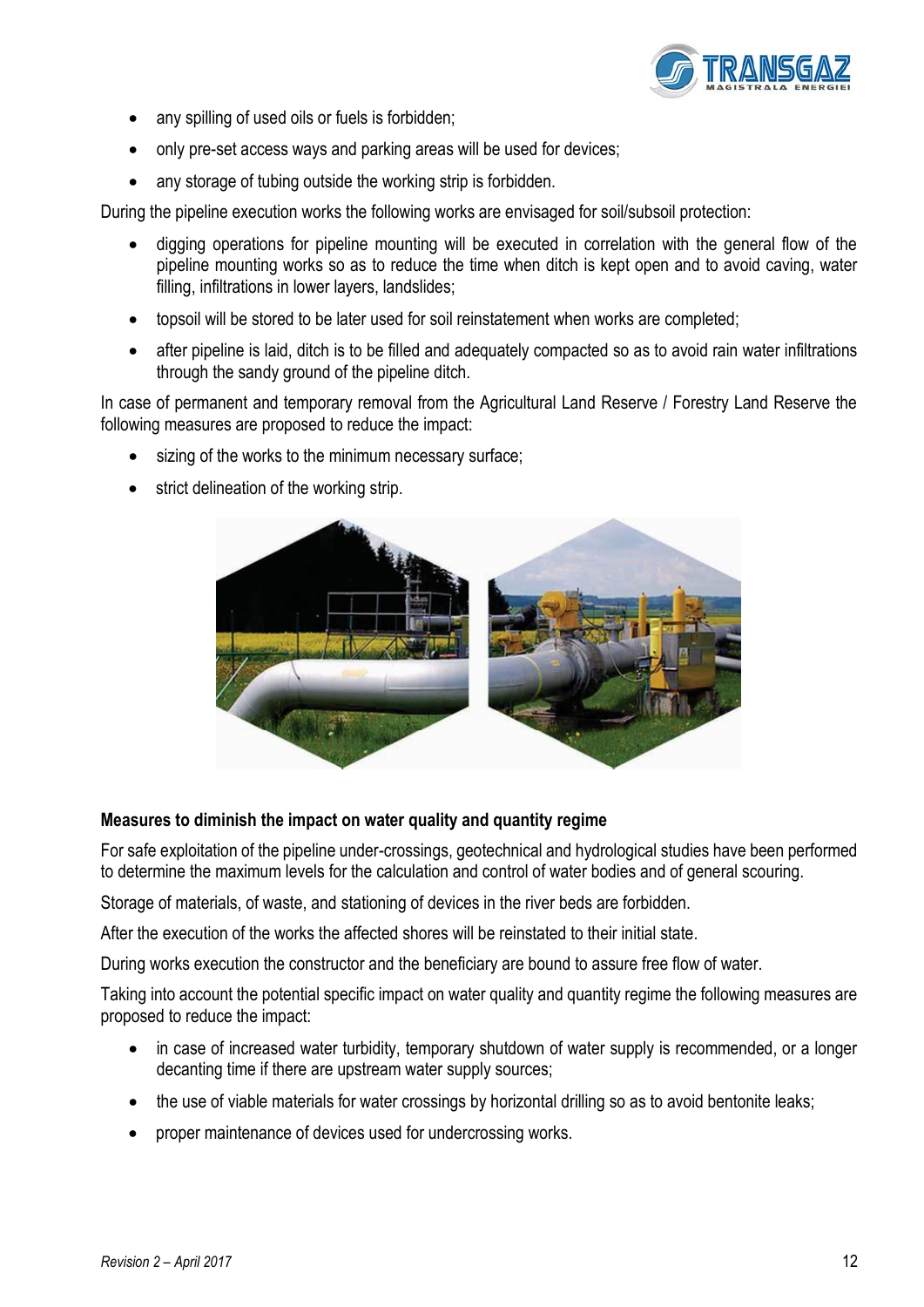- any spilling of used oils or fuels is forbidden;
- only pre-set access ways and parking areas will be used for devices;
- any storage of tubing outside the working strip is forbidden.

During the pipeline execution works the following works are envisaged for soil/subsoil protection:

- digging operations for pipeline mounting will be executed in correlation with the general flow of the pipeline mounting works so as to reduce the time when ditch is kept open and to avoid caving, water filling, infiltrations in lower layers, landslides;
- topsoil will be stored to be later used for soil reinstatement when works are completed;
- after pipeline is laid, ditch is to be filled and adequately compacted so as to avoid rain water infiltrations through the sandy ground of the pipeline ditch.

In case of permanent and temporary removal from the Agricultural Land Reserve / Forestry Land Reserve the following measures are proposed to reduce the impact:

- sizing of the works to the minimum necessary surface;
- strict delineation of the working strip.

**Measures to diminish the impact on water quality and quantity regime**

For safe exploitation of the pipeline under-crossings, geotechnical and hydrological studies have been performed to determine the maximum levels for the calculation and control of water bodies and of general scouring.

Storage of materials, of waste, and stationing of devices in the river beds are forbidden.

After the execution of the works the affected shores will be reinstated to their initial state.

During works execution the constructor and the beneficiary are bound to assure free flow of water.

Taking into account the potential specific impact on water quality and quantity regime the following measures are proposed to reduce the impact:

- in case of increased water turbidity, temporary shutdown of water supply is recommended, or a longer decanting time if there are upstream water supply sources;
- the use of viable materials for water crossings by horizontal drilling so as to avoid bentonite leaks;
- proper maintenance of devices used for undercrossing works.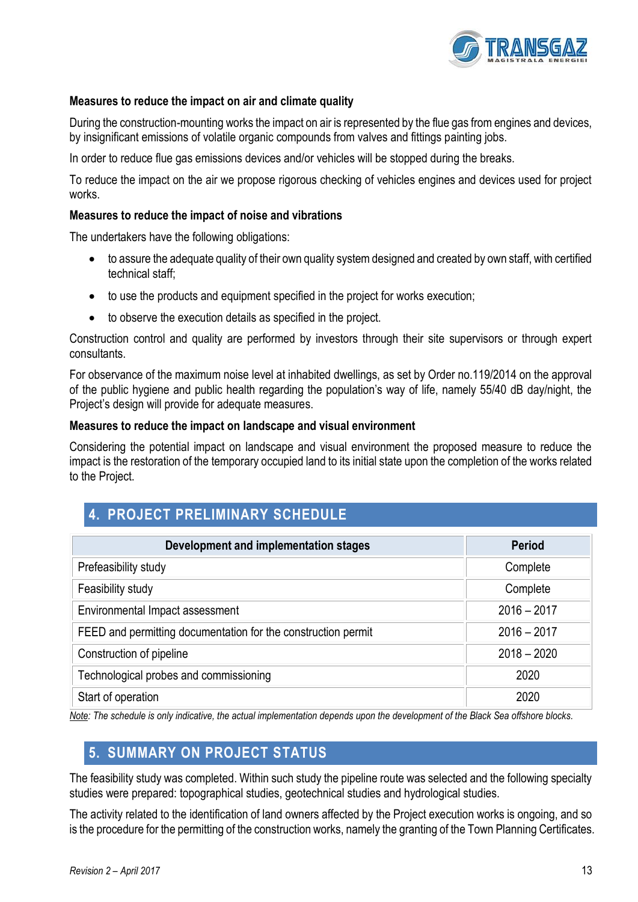**Measures to reduce the impact on air and climate quality**

During the construction-mounting works the impact on air is represented by the flue gas from engines and devices, by insignificant emissions of volatile organic compounds from valves and fittings painting jobs.

In order to reduce flue gas emissions devices and/or vehicles will be stopped during the breaks.

To reduce the impact on the air we propose rigorous checking of vehicles engines and devices used for project works.

**Measures to reduce the impact of noise and vibrations**

The undertakers have the following obligations:

- to assure the adequate quality of their own quality system designed and created by own staff, with certified technical staff;
- to use the products and equipment specified in the project for works execution;
- to observe the execution details as specified in the project.

Construction control and quality are performed by investors through their site supervisors or through expert consultants.

For observance of the maximum noise level at inhabited dwellings, as set by Order no.119/2014 on the approval of the public hygiene and public health regarding the population's way of life, namely 55/40 dB day/night, the Project's design will provide for adequate measures.

**Measures to reduce the impact on landscape and visual environment**

Considering the potential impact on landscape and visual environment the proposed measure to reduce the impact is the restoration of the temporary occupied land to its initial state upon the completion of the works related to the Project.

## 4. PROJECT PRELIMINARY SCHEDULE

| Development and implementation stages | Period |
|---|---|
| Prefeasibility study | Complete |
| Feasibility study | Complete |
| Environmental Impact assessment | 2016 – 2017 |
| FEED and permitting documentation for the construction permit | 2016 – 2017 |
| Construction of pipeline | 2018 – 2020 |
| Technological probes and commissioning | 2020 |
| Start of operation | 2020 |

*Note: The schedule is only indicative, the actual implementation depends upon the development of the Black Sea offshore blocks.*

## 5. SUMMARY ON PROJECT STATUS

The feasibility study was completed. Within such study the pipeline route was selected and the following specialty studies were prepared: topographical studies, geotechnical studies and hydrological studies.

The activity related to the identification of land owners affected by the Project execution works is ongoing, and so is the procedure for the permitting of the construction works, namely the granting of the Town Planning Certificates.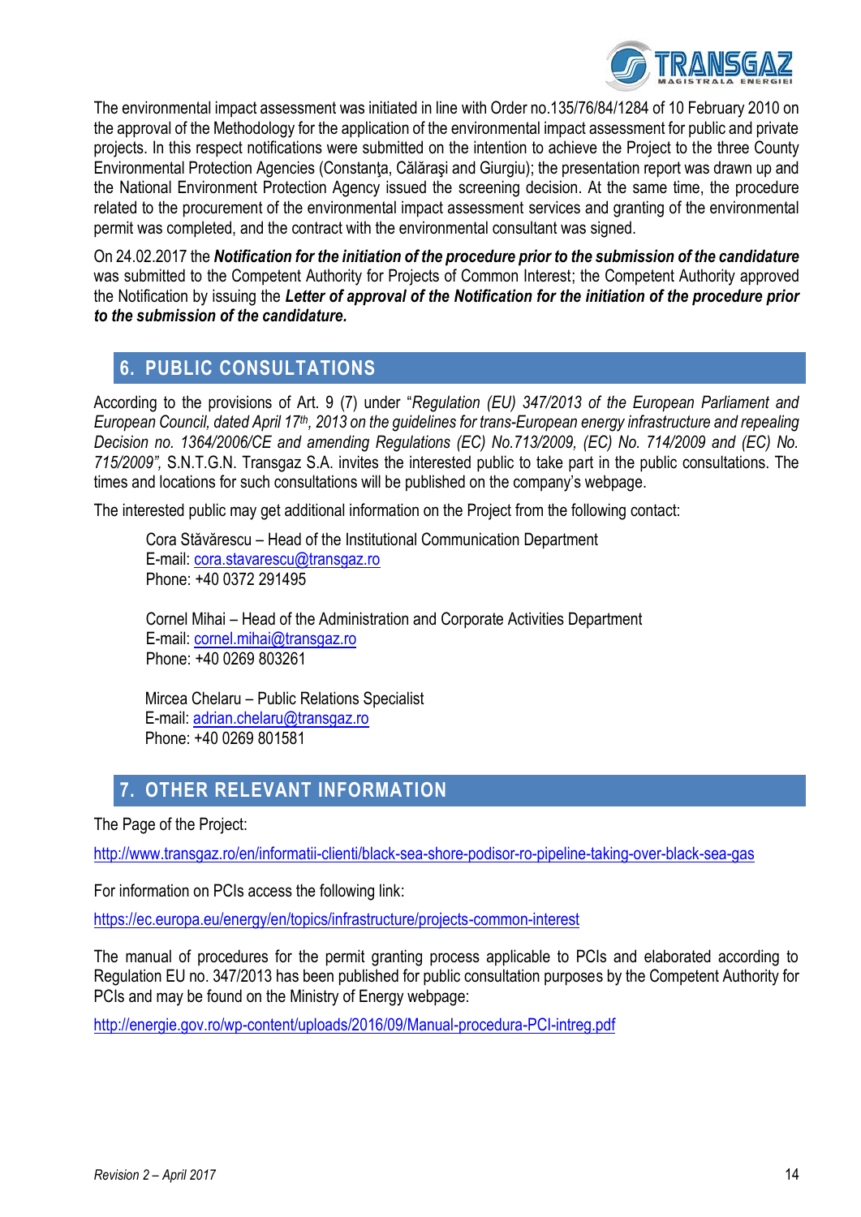The environmental impact assessment was initiated in line with Order no.135/76/84/1284 of 10 February 2010 on the approval of the Methodology for the application of the environmental impact assessment for public and private projects. In this respect notifications were submitted on the intention to achieve the Project to the three County Environmental Protection Agencies (Constanţa, Călăraşi and Giurgiu); the presentation report was drawn up and the National Environment Protection Agency issued the screening decision. At the same time, the procedure related to the procurement of the environmental impact assessment services and granting of the environmental permit was completed, and the contract with the environmental consultant was signed.

On 24.02.2017 the ***Notification for the initiation of the procedure prior to the submission of the candidature*** was submitted to the Competent Authority for Projects of Common Interest; the Competent Authority approved the Notification by issuing the ***Letter of approval of the Notification for the initiation of the procedure prior to the submission of the candidature.***

## 6. PUBLIC CONSULTATIONS

According to the provisions of Art. 9 (7) under "*Regulation (EU) 347/2013 of the European Parliament and European Council, dated April 17th, 2013 on the guidelines for trans-European energy infrastructure and repealing Decision no. 1364/2006/CE and amending Regulations (EC) No.713/2009, (EC) No. 714/2009 and (EC) No. 715/2009",* S.N.T.G.N. Transgaz S.A. invites the interested public to take part in the public consultations. The times and locations for such consultations will be published on the company's webpage.

The interested public may get additional information on the Project from the following contact:

Cora Stăvărescu – Head of the Institutional Communication Department
E-mail: cora.stavarescu@transgaz.ro
Phone: +40 0372 291495

Cornel Mihai – Head of the Administration and Corporate Activities Department
E-mail: cornel.mihai@transgaz.ro
Phone: +40 0269 803261

Mircea Chelaru – Public Relations Specialist
E-mail: adrian.chelaru@transgaz.ro
Phone: +40 0269 801581

## 7. OTHER RELEVANT INFORMATION

The Page of the Project:

http://www.transgaz.ro/en/informatii-clienti/black-sea-shore-podisor-ro-pipeline-taking-over-black-sea-gas

For information on PCIs access the following link:

https://ec.europa.eu/energy/en/topics/infrastructure/projects-common-interest

The manual of procedures for the permit granting process applicable to PCIs and elaborated according to Regulation EU no. 347/2013 has been published for public consultation purposes by the Competent Authority for PCIs and may be found on the Ministry of Energy webpage:

http://energie.gov.ro/wp-content/uploads/2016/09/Manual-procedura-PCI-intreg.pdf